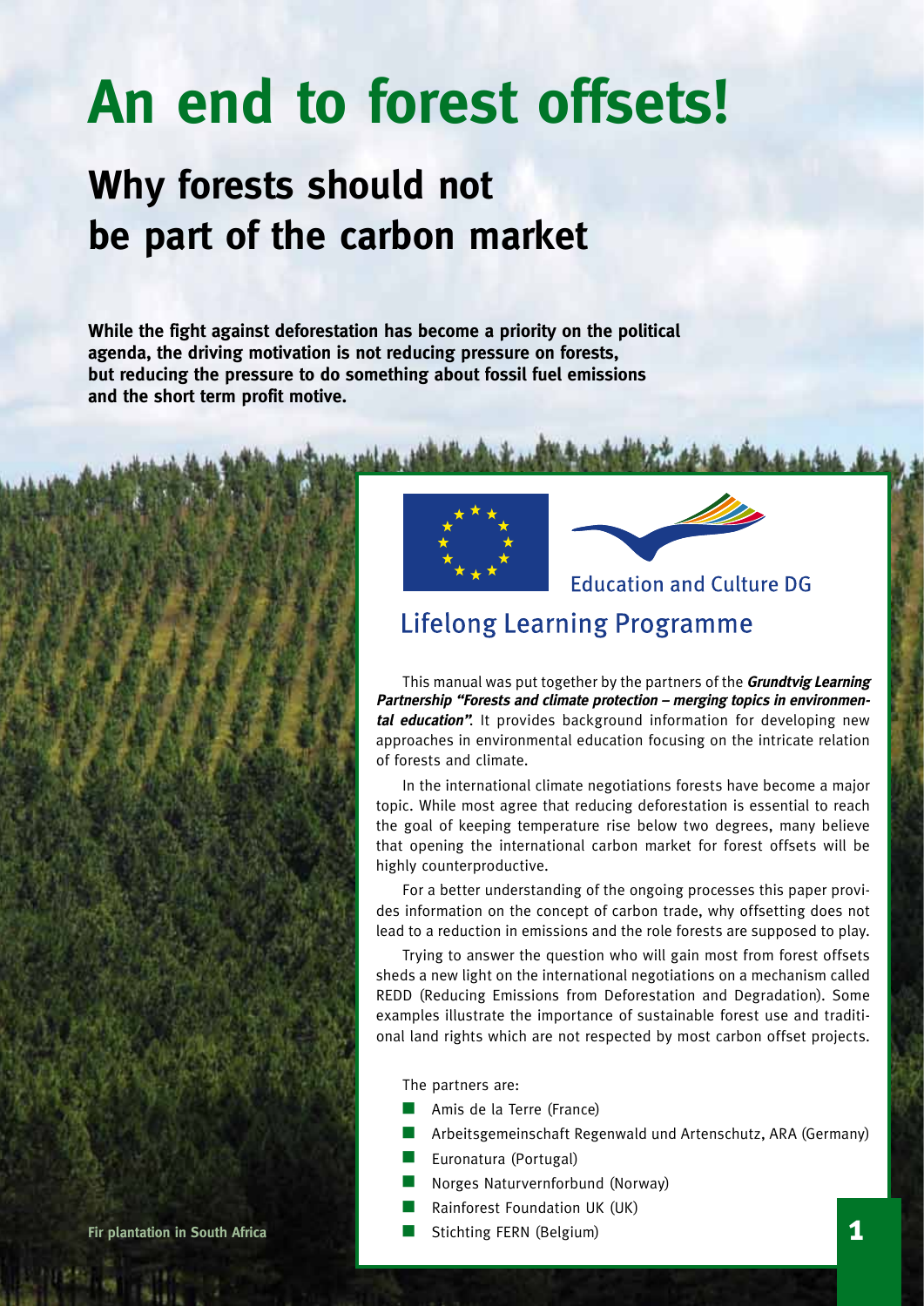# An end to forest offsets!

## Why forests should not be part of the carbon market

**While the fight against deforestation has become a priority on the political agenda, the driving motivation is not reducing pressure on forests, but reducing the pressure to do something about fossil fuel emissions and the short term profit motive.**

Education and Culture DG

Lifelong Learning Programme

This manual was put together by the partners of the ***Grundtvig Learning Partnership "Forests and climate protection – merging topics in environmental education"***. It provides background information for developing new approaches in environmental education focusing on the intricate relation of forests and climate.

In the international climate negotiations forests have become a major topic. While most agree that reducing deforestation is essential to reach the goal of keeping temperature rise below two degrees, many believe that opening the international carbon market for forest offsets will be highly counterproductive.

For a better understanding of the ongoing processes this paper provides information on the concept of carbon trade, why offsetting does not lead to a reduction in emissions and the role forests are supposed to play.

Trying to answer the question who will gain most from forest offsets sheds a new light on the international negotiations on a mechanism called REDD (Reducing Emissions from Deforestation and Degradation). Some examples illustrate the importance of sustainable forest use and traditional land rights which are not respected by most carbon offset projects.

The partners are:

- Amis de la Terre (France)
- Arbeitsgemeinschaft Regenwald und Artenschutz, ARA (Germany)
- Euronatura (Portugal)
- Norges Naturvernforbund (Norway)
- Rainforest Foundation UK (UK)
- Stichting FERN (Belgium)

**Fir plantation in South Africa**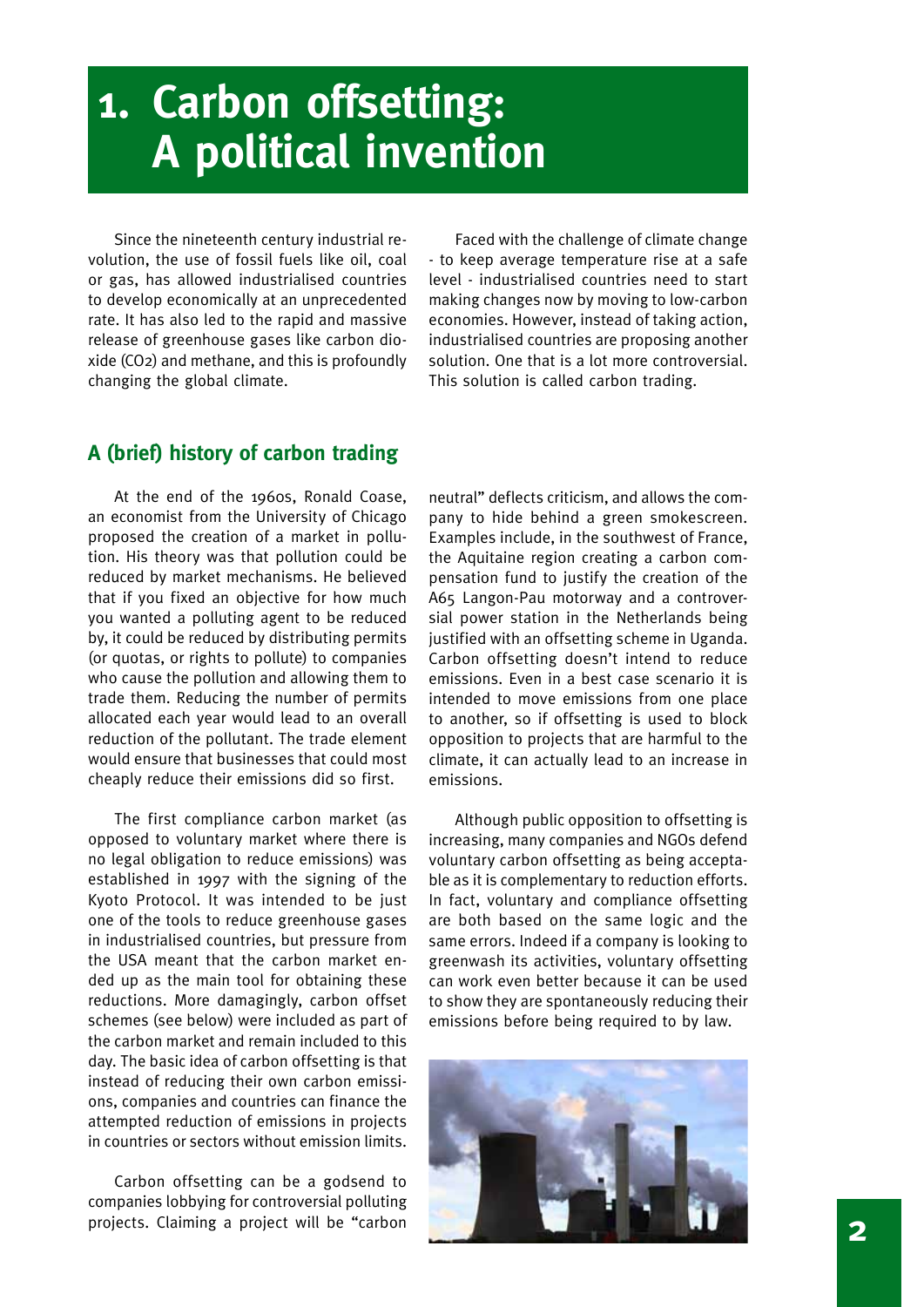# 1. Carbon offsetting: A political invention

Since the nineteenth century industrial revolution, the use of fossil fuels like oil, coal or gas, has allowed industrialised countries to develop economically at an unprecedented rate. It has also led to the rapid and massive release of greenhouse gases like carbon dioxide ($CO_2$) and methane, and this is profoundly changing the global climate.

Faced with the challenge of climate change - to keep average temperature rise at a safe level - industrialised countries need to start making changes now by moving to low-carbon economies. However, instead of taking action, industrialised countries are proposing another solution. One that is a lot more controversial. This solution is called carbon trading.

## A (brief) history of carbon trading

At the end of the 1960s, Ronald Coase, an economist from the University of Chicago proposed the creation of a market in pollution. His theory was that pollution could be reduced by market mechanisms. He believed that if you fixed an objective for how much you wanted a polluting agent to be reduced by, it could be reduced by distributing permits (or quotas, or rights to pollute) to companies who cause the pollution and allowing them to trade them. Reducing the number of permits allocated each year would lead to an overall reduction of the pollutant. The trade element would ensure that businesses that could most cheaply reduce their emissions did so first.

The first compliance carbon market (as opposed to voluntary market where there is no legal obligation to reduce emissions) was established in 1997 with the signing of the Kyoto Protocol. It was intended to be just one of the tools to reduce greenhouse gases in industrialised countries, but pressure from the USA meant that the carbon market ended up as the main tool for obtaining these reductions. More damagingly, carbon offset schemes (see below) were included as part of the carbon market and remain included to this day. The basic idea of carbon offsetting is that instead of reducing their own carbon emissions, companies and countries can finance the attempted reduction of emissions in projects in countries or sectors without emission limits.

Carbon offsetting can be a godsend to companies lobbying for controversial polluting projects. Claiming a project will be "carbon neutral" deflects criticism, and allows the company to hide behind a green smokescreen. Examples include, in the southwest of France, the Aquitaine region creating a carbon compensation fund to justify the creation of the A65 Langon-Pau motorway and a controversial power station in the Netherlands being justified with an offsetting scheme in Uganda. Carbon offsetting doesn't intend to reduce emissions. Even in a best case scenario it is intended to move emissions from one place to another, so if offsetting is used to block opposition to projects that are harmful to the climate, it can actually lead to an increase in emissions.

Although public opposition to offsetting is increasing, many companies and NGOs defend voluntary carbon offsetting as being acceptable as it is complementary to reduction efforts. In fact, voluntary and compliance offsetting are both based on the same logic and the same errors. Indeed if a company is looking to greenwash its activities, voluntary offsetting can work even better because it can be used to show they are spontaneously reducing their emissions before being required to by law.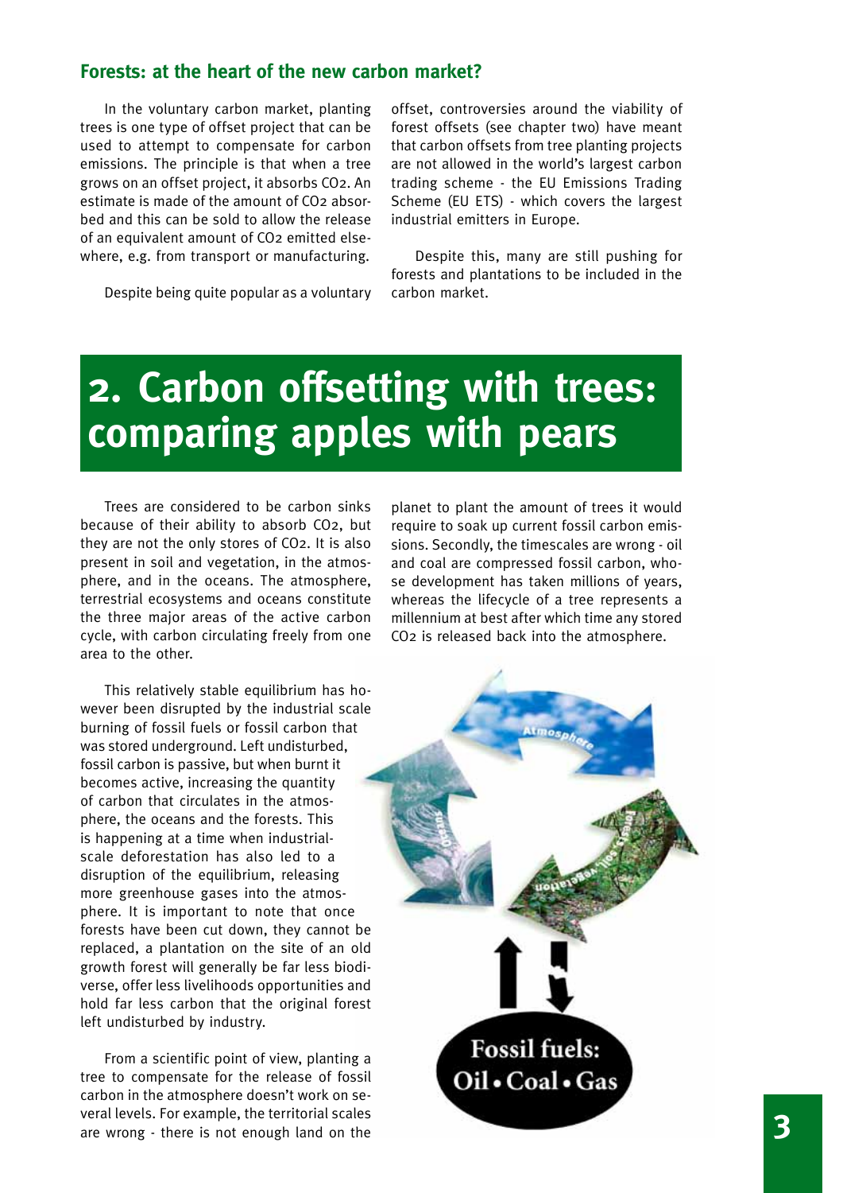### Forests: at the heart of the new carbon market?

In the voluntary carbon market, planting trees is one type of offset project that can be used to attempt to compensate for carbon emissions. The principle is that when a tree grows on an offset project, it absorbs $CO_2$. An estimate is made of the amount of $CO_2$ absorbed and this can be sold to allow the release of an equivalent amount of $CO_2$ emitted elsewhere, e.g. from transport or manufacturing.

Despite being quite popular as a voluntary offset, controversies around the viability of forest offsets (see chapter two) have meant that carbon offsets from tree planting projects are not allowed in the world's largest carbon trading scheme - the EU Emissions Trading Scheme (EU ETS) - which covers the largest industrial emitters in Europe.

Despite this, many are still pushing for forests and plantations to be included in the carbon market.

# 2. Carbon offsetting with trees: comparing apples with pears

Trees are considered to be carbon sinks because of their ability to absorb $CO_2$, but they are not the only stores of $CO_2$. It is also present in soil and vegetation, in the atmosphere, and in the oceans. The atmosphere, terrestrial ecosystems and oceans constitute the three major areas of the active carbon cycle, with carbon circulating freely from one area to the other.

This relatively stable equilibrium has however been disrupted by the industrial scale burning of fossil fuels or fossil carbon that was stored underground. Left undisturbed, fossil carbon is passive, but when burnt it becomes active, increasing the quantity of carbon that circulates in the atmosphere, the oceans and the forests. This is happening at a time when industrial-scale deforestation has also led to a disruption of the equilibrium, releasing more greenhouse gases into the atmosphere. It is important to note that once forests have been cut down, they cannot be replaced, a plantation on the site of an old growth forest will generally be far less biodiverse, offer less livelihoods opportunities and hold far less carbon that the original forest left undisturbed by industry.

From a scientific point of view, planting a tree to compensate for the release of fossil carbon in the atmosphere doesn't work on several levels. For example, the territorial scales are wrong - there is not enough land on the planet to plant the amount of trees it would require to soak up current fossil carbon emissions. Secondly, the timescales are wrong - oil and coal are compressed fossil carbon, whose development has taken millions of years, whereas the lifecycle of a tree represents a millennium at best after which time any stored $CO_2$ is released back into the atmosphere.

Atmosphere

Oceans

Forests, soil, vegetation

Fossil fuels: Oil • Coal • Gas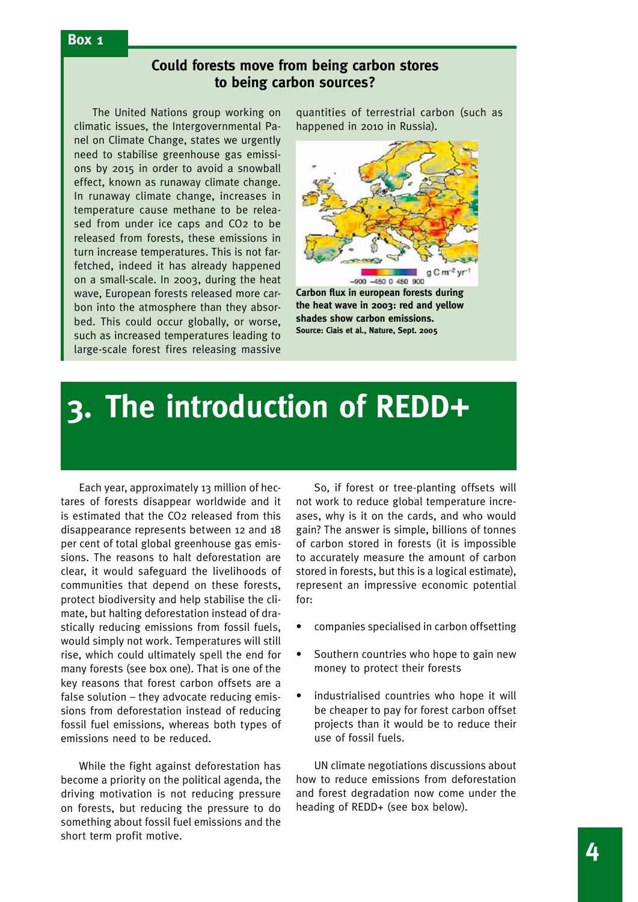**Box 1**

## Could forests move from being carbon stores to being carbon sources?

The United Nations group working on climatic issues, the Intergovernmental Panel on Climate Change, states we urgently need to stabilise greenhouse gas emissions by 2015 in order to avoid a snowball effect, known as runaway climate change. In runaway climate change, increases in temperature cause methane to be released from under ice caps and $CO_2$ to be released from forests, these emissions in turn increase temperatures. This is not far-fetched, indeed it has already happened on a small-scale. In 2003, during the heat wave, European forests released more carbon into the atmosphere than they absorbed. This could occur globally, or worse, such as increased temperatures leading to large-scale forest fires releasing massive quantities of terrestrial carbon (such as happened in 2010 in Russia).

**Carbon flux in european forests during the heat wave in 2003: red and yellow shades show carbon emissions.**
**Source: Ciais et al., Nature, Sept. 2005**

# 3. The introduction of REDD+

Each year, approximately 13 million of hectares of forests disappear worldwide and it is estimated that the $CO_2$ released from this disappearance represents between 12 and 18 per cent of total global greenhouse gas emissions. The reasons to halt deforestation are clear, it would safeguard the livelihoods of communities that depend on these forests, protect biodiversity and help stabilise the climate, but halting deforestation instead of drastically reducing emissions from fossil fuels, would simply not work. Temperatures will still rise, which could ultimately spell the end for many forests (see box one). That is one of the key reasons that forest carbon offsets are a false solution – they advocate reducing emissions from deforestation instead of reducing fossil fuel emissions, whereas both types of emissions need to be reduced.

While the fight against deforestation has become a priority on the political agenda, the driving motivation is not reducing pressure on forests, but reducing the pressure to do something about fossil fuel emissions and the short term profit motive.

So, if forest or tree-planting offsets will not work to reduce global temperature increases, why is it on the cards, and who would gain? The answer is simple, billions of tonnes of carbon stored in forests (it is impossible to accurately measure the amount of carbon stored in forests, but this is a logical estimate), represent an impressive economic potential for:

- companies specialised in carbon offsetting
- Southern countries who hope to gain new money to protect their forests
- industrialised countries who hope it will be cheaper to pay for forest carbon offset projects than it would be to reduce their use of fossil fuels.

UN climate negotiations discussions about how to reduce emissions from deforestation and forest degradation now come under the heading of REDD+ (see box below).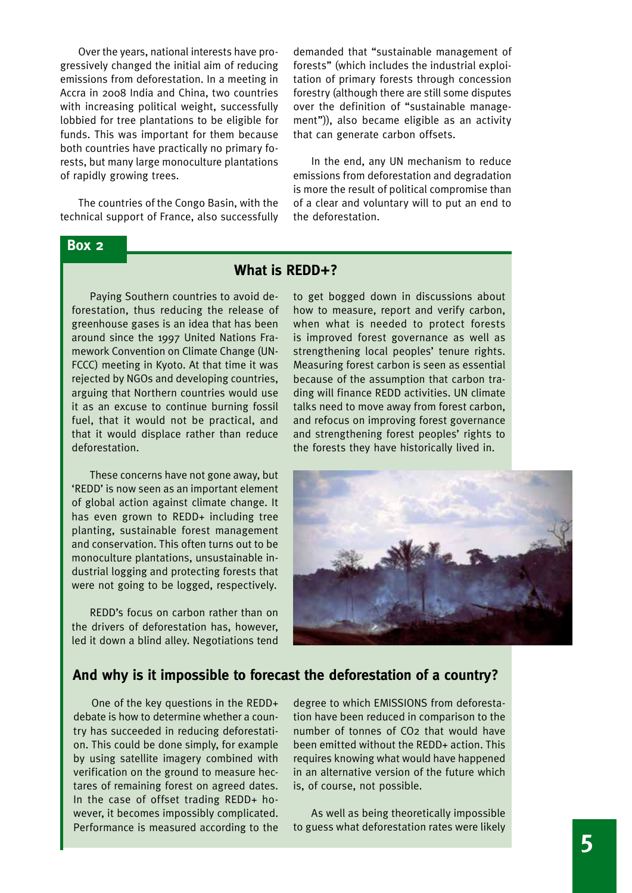Over the years, national interests have progressively changed the initial aim of reducing emissions from deforestation. In a meeting in Accra in 2008 India and China, two countries with increasing political weight, successfully lobbied for tree plantations to be eligible for funds. This was important for them because both countries have practically no primary forests, but many large monoculture plantations of rapidly growing trees.

The countries of the Congo Basin, with the technical support of France, also successfully demanded that "sustainable management of forests" (which includes the industrial exploitation of primary forests through concession forestry (although there are still some disputes over the definition of "sustainable management")), also became eligible as an activity that can generate carbon offsets.

In the end, any UN mechanism to reduce emissions from deforestation and degradation is more the result of political compromise than of a clear and voluntary will to put an end to the deforestation.

**Box 2**

## What is REDD+?

Paying Southern countries to avoid deforestation, thus reducing the release of greenhouse gases is an idea that has been around since the 1997 United Nations Framework Convention on Climate Change (UNFCCC) meeting in Kyoto. At that time it was rejected by NGOs and developing countries, arguing that Northern countries would use it as an excuse to continue burning fossil fuel, that it would not be practical, and that it would displace rather than reduce deforestation.

These concerns have not gone away, but 'REDD' is now seen as an important element of global action against climate change. It has even grown to REDD+ including tree planting, sustainable forest management and conservation. This often turns out to be monoculture plantations, unsustainable industrial logging and protecting forests that were not going to be logged, respectively.

REDD's focus on carbon rather than on the drivers of deforestation has, however, led it down a blind alley. Negotiations tend to get bogged down in discussions about how to measure, report and verify carbon, when what is needed to protect forests is improved forest governance as well as strengthening local peoples' tenure rights. Measuring forest carbon is seen as essential because of the assumption that carbon trading will finance REDD activities. UN climate talks need to move away from forest carbon, and refocus on improving forest governance and strengthening forest peoples' rights to the forests they have historically lived in.

## And why is it impossible to forecast the deforestation of a country?

One of the key questions in the REDD+ debate is how to determine whether a country has succeeded in reducing deforestation. This could be done simply, for example by using satellite imagery combined with verification on the ground to measure hectares of remaining forest on agreed dates. In the case of offset trading REDD+ however, it becomes impossibly complicated. Performance is measured according to the degree to which EMISSIONS from deforestation have been reduced in comparison to the number of tonnes of $CO_2$ that would have been emitted without the REDD+ action. This requires knowing what would have happened in an alternative version of the future which is, of course, not possible.

As well as being theoretically impossible to guess what deforestation rates were likely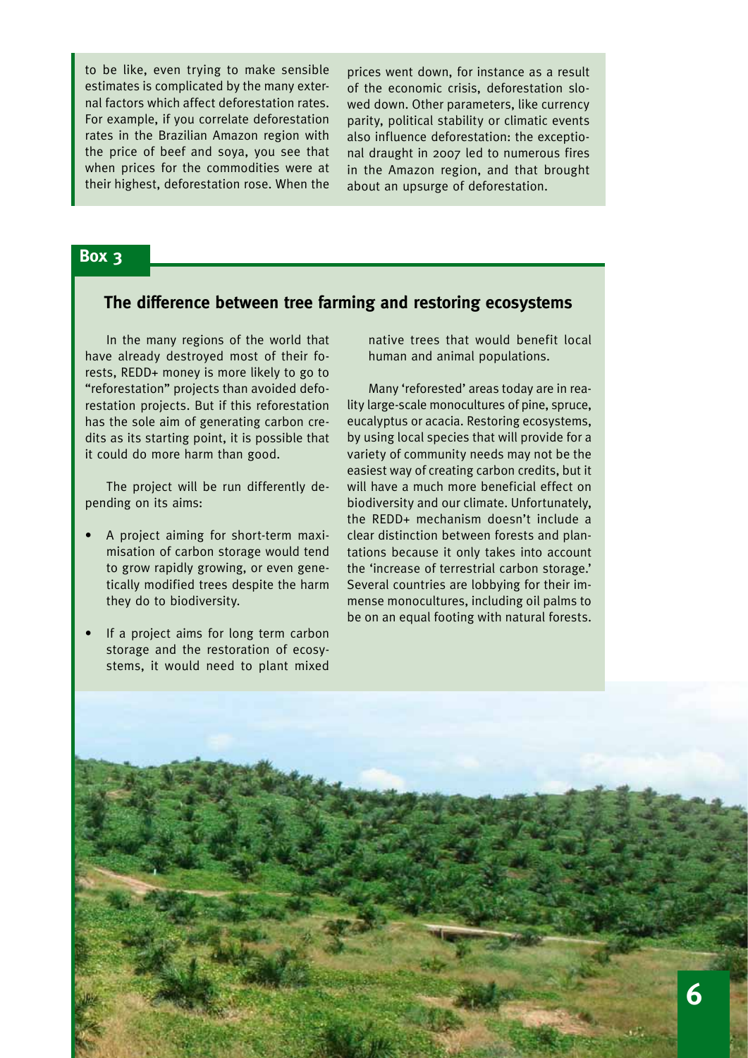to be like, even trying to make sensible estimates is complicated by the many external factors which affect deforestation rates. For example, if you correlate deforestation rates in the Brazilian Amazon region with the price of beef and soya, you see that when prices for the commodities were at their highest, deforestation rose. When the prices went down, for instance as a result of the economic crisis, deforestation slowed down. Other parameters, like currency parity, political stability or climatic events also influence deforestation: the exceptional draught in 2007 led to numerous fires in the Amazon region, and that brought about an upsurge of deforestation.

**Box 3**

## The difference between tree farming and restoring ecosystems

In the many regions of the world that have already destroyed most of their forests, REDD+ money is more likely to go to "reforestation" projects than avoided deforestation projects. But if this reforestation has the sole aim of generating carbon credits as its starting point, it is possible that it could do more harm than good.

The project will be run differently depending on its aims:

- A project aiming for short-term maximisation of carbon storage would tend to grow rapidly growing, or even genetically modified trees despite the harm they do to biodiversity.
- If a project aims for long term carbon storage and the restoration of ecosystems, it would need to plant mixed native trees that would benefit local human and animal populations.

Many 'reforested' areas today are in reality large-scale monocultures of pine, spruce, eucalyptus or acacia. Restoring ecosystems, by using local species that will provide for a variety of community needs may not be the easiest way of creating carbon credits, but it will have a much more beneficial effect on biodiversity and our climate. Unfortunately, the REDD+ mechanism doesn't include a clear distinction between forests and plantations because it only takes into account the 'increase of terrestrial carbon storage.' Several countries are lobbying for their immense monocultures, including oil palms to be on an equal footing with natural forests.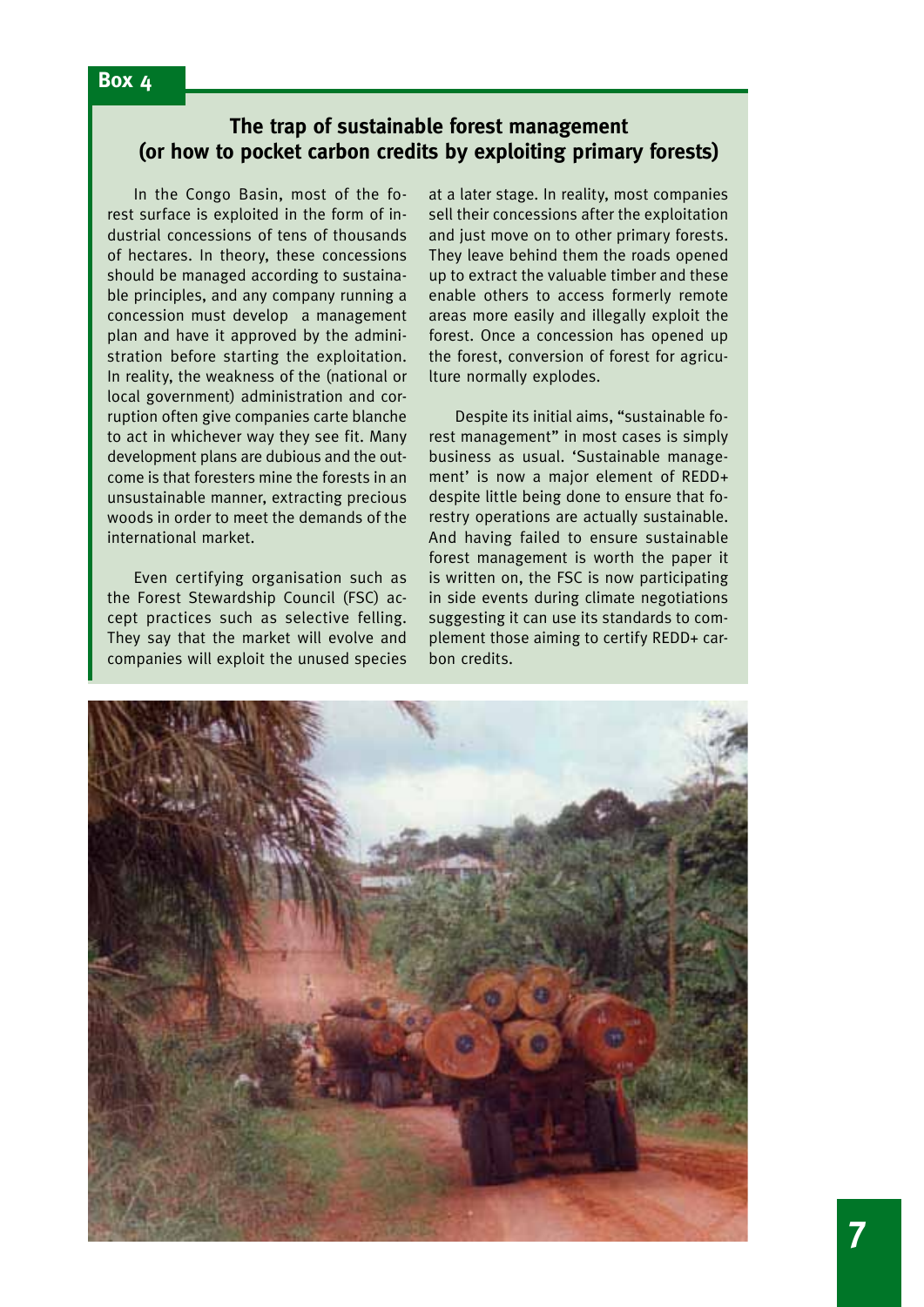**Box 4**

## The trap of sustainable forest management (or how to pocket carbon credits by exploiting primary forests)

In the Congo Basin, most of the forest surface is exploited in the form of industrial concessions of tens of thousands of hectares. In theory, these concessions should be managed according to sustainable principles, and any company running a concession must develop a management plan and have it approved by the administration before starting the exploitation. In reality, the weakness of the (national or local government) administration and corruption often give companies carte blanche to act in whichever way they see fit. Many development plans are dubious and the outcome is that foresters mine the forests in an unsustainable manner, extracting precious woods in order to meet the demands of the international market.

Even certifying organisation such as the Forest Stewardship Council (FSC) accept practices such as selective felling. They say that the market will evolve and companies will exploit the unused species at a later stage. In reality, most companies sell their concessions after the exploitation and just move on to other primary forests. They leave behind them the roads opened up to extract the valuable timber and these enable others to access formerly remote areas more easily and illegally exploit the forest. Once a concession has opened up the forest, conversion of forest for agriculture normally explodes.

Despite its initial aims, "sustainable forest management" in most cases is simply business as usual. 'Sustainable management' is now a major element of REDD+ despite little being done to ensure that forestry operations are actually sustainable. And having failed to ensure sustainable forest management is worth the paper it is written on, the FSC is now participating in side events during climate negotiations suggesting it can use its standards to complement those aiming to certify REDD+ carbon credits.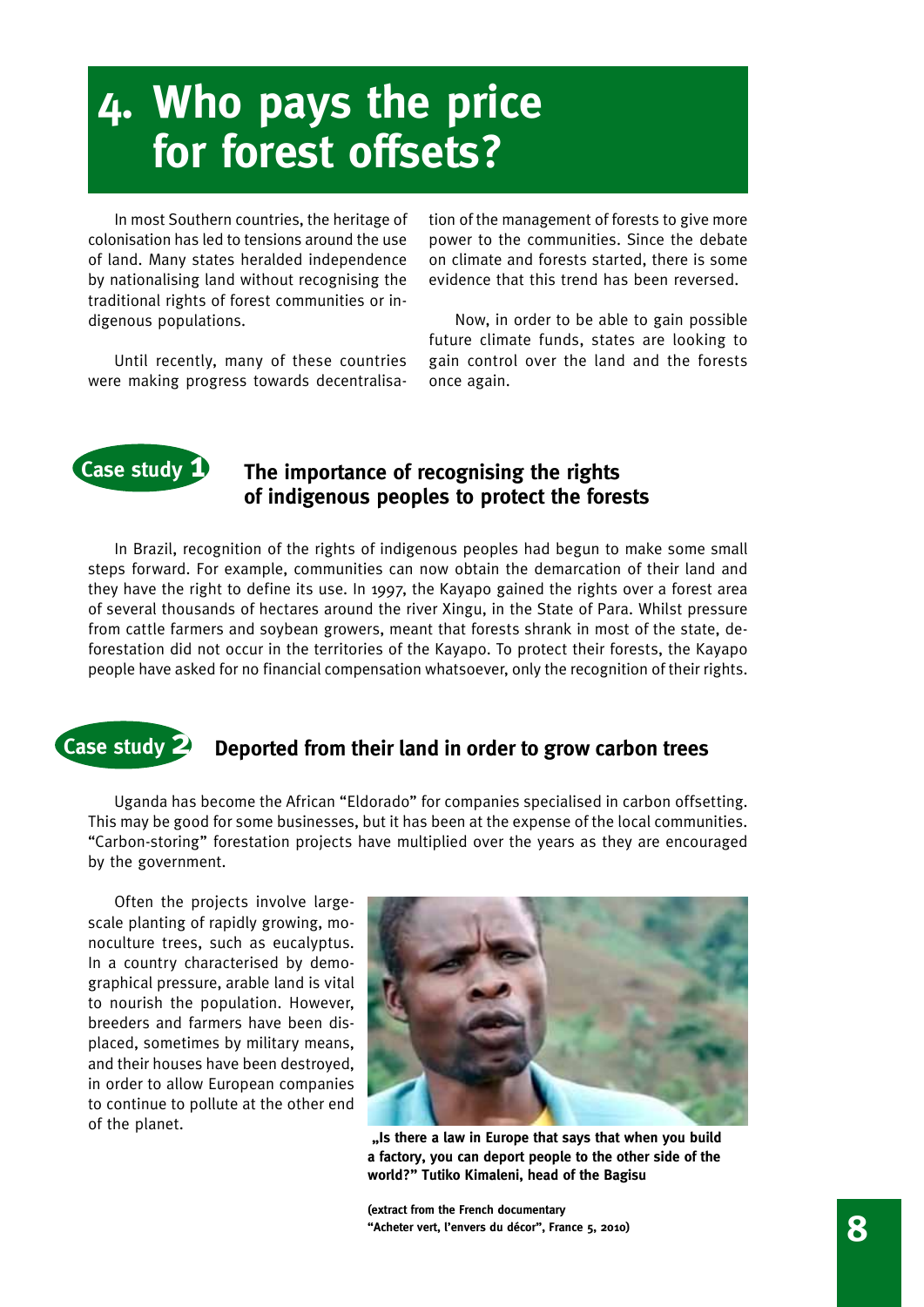# 4. Who pays the price for forest offsets?

In most Southern countries, the heritage of colonisation has led to tensions around the use of land. Many states heralded independence by nationalising land without recognising the traditional rights of forest communities or indigenous populations.

Until recently, many of these countries were making progress towards decentralisation of the management of forests to give more power to the communities. Since the debate on climate and forests started, there is some evidence that this trend has been reversed.

Now, in order to be able to gain possible future climate funds, states are looking to gain control over the land and the forests once again.

## Case study 1 — The importance of recognising the rights of indigenous peoples to protect the forests

In Brazil, recognition of the rights of indigenous peoples had begun to make some small steps forward. For example, communities can now obtain the demarcation of their land and they have the right to define its use. In 1997, the Kayapo gained the rights over a forest area of several thousands of hectares around the river Xingu, in the State of Para. Whilst pressure from cattle farmers and soybean growers, meant that forests shrank in most of the state, deforestation did not occur in the territories of the Kayapo. To protect their forests, the Kayapo people have asked for no financial compensation whatsoever, only the recognition of their rights.

## Case study 2 — Deported from their land in order to grow carbon trees

Uganda has become the African "Eldorado" for companies specialised in carbon offsetting. This may be good for some businesses, but it has been at the expense of the local communities. "Carbon-storing" forestation projects have multiplied over the years as they are encouraged by the government.

Often the projects involve large-scale planting of rapidly growing, monoculture trees, such as eucalyptus. In a country characterised by demographical pressure, arable land is vital to nourish the population. However, breeders and farmers have been displaced, sometimes by military means, and their houses have been destroyed, in order to allow European companies to continue to pollute at the other end of the planet.

**„Is there a law in Europe that says that when you build a factory, you can deport people to the other side of the world?" Tutiko Kimaleni, head of the Bagisu**

**(extract from the French documentary "Acheter vert, l'envers du décor", France 5, 2010)**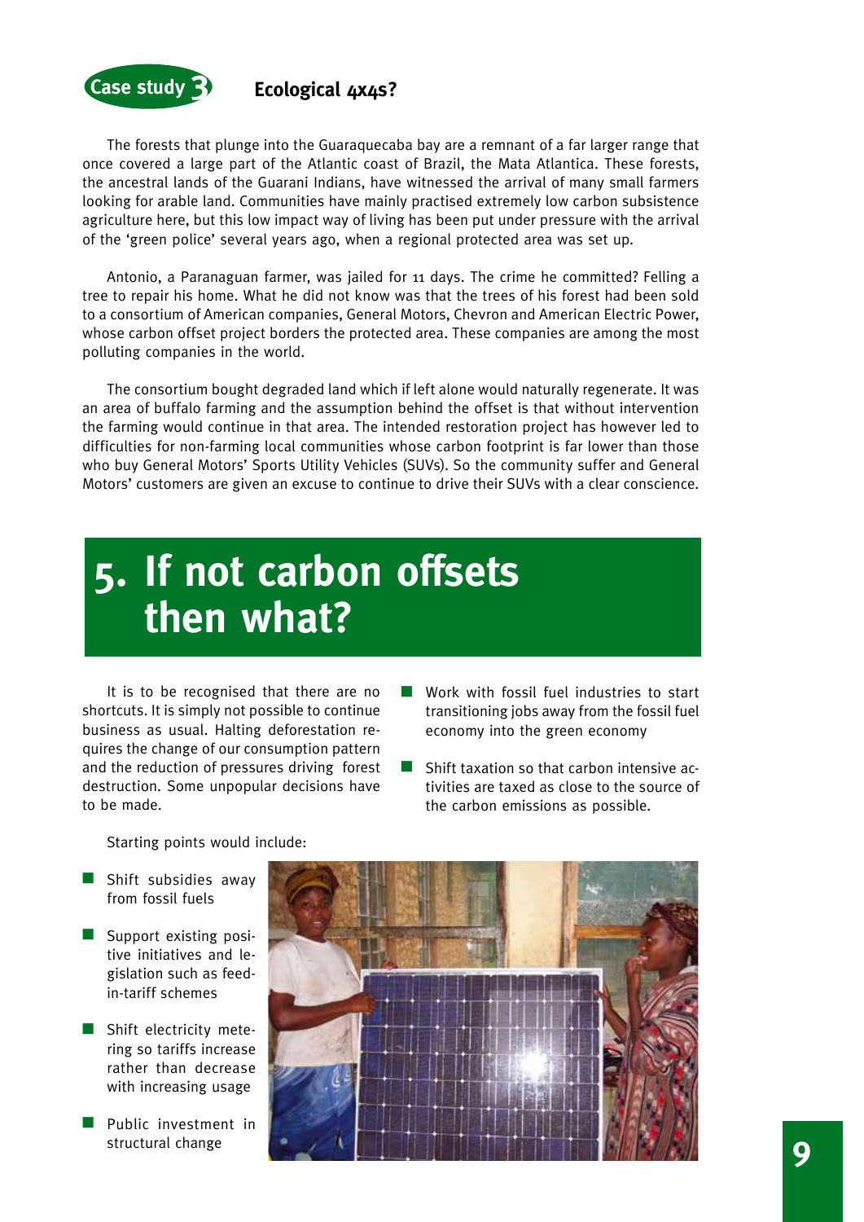## Case study 3 Ecological 4x4s?

The forests that plunge into the Guaraquecaba bay are a remnant of a far larger range that once covered a large part of the Atlantic coast of Brazil, the Mata Atlantica. These forests, the ancestral lands of the Guarani Indians, have witnessed the arrival of many small farmers looking for arable land. Communities have mainly practised extremely low carbon subsistence agriculture here, but this low impact way of living has been put under pressure with the arrival of the 'green police' several years ago, when a regional protected area was set up.

Antonio, a Paranaguan farmer, was jailed for 11 days. The crime he committed? Felling a tree to repair his home. What he did not know was that the trees of his forest had been sold to a consortium of American companies, General Motors, Chevron and American Electric Power, whose carbon offset project borders the protected area. These companies are among the most polluting companies in the world.

The consortium bought degraded land which if left alone would naturally regenerate. It was an area of buffalo farming and the assumption behind the offset is that without intervention the farming would continue in that area. The intended restoration project has however led to difficulties for non-farming local communities whose carbon footprint is far lower than those who buy General Motors' Sports Utility Vehicles (SUVs). So the community suffer and General Motors' customers are given an excuse to continue to drive their SUVs with a clear conscience.

# 5. If not carbon offsets then what?

It is to be recognised that there are no shortcuts. It is simply not possible to continue business as usual. Halting deforestation requires the change of our consumption pattern and the reduction of pressures driving forest destruction. Some unpopular decisions have to be made.

Starting points would include:

- Shift subsidies away from fossil fuels
- Support existing positive initiatives and legislation such as feed-in-tariff schemes
- Shift electricity metering so tariffs increase rather than decrease with increasing usage
- Public investment in structural change
- Work with fossil fuel industries to start transitioning jobs away from the fossil fuel economy into the green economy
- Shift taxation so that carbon intensive activities are taxed as close to the source of the carbon emissions as possible.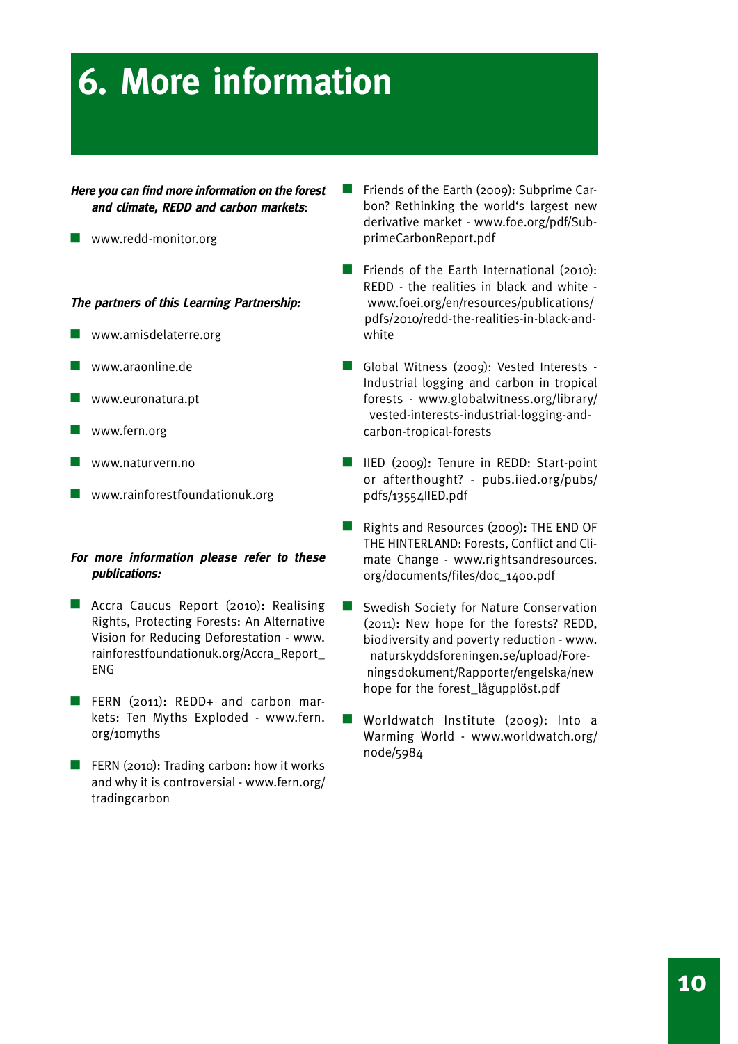# 6. More information

***Here you can find more information on the forest and climate, REDD and carbon markets***:

- www.redd-monitor.org

***The partners of this Learning Partnership:***

- www.amisdelaterre.org
- www.araonline.de
- www.euronatura.pt
- www.fern.org
- www.naturvern.no
- www.rainforestfoundationuk.org

***For more information please refer to these publications:***

- Accra Caucus Report (2010): Realising Rights, Protecting Forests: An Alternative Vision for Reducing Deforestation - www.rainforestfoundationuk.org/Accra_Report_ENG
- FERN (2011): REDD+ and carbon markets: Ten Myths Exploded - www.fern.org/10myths
- FERN (2010): Trading carbon: how it works and why it is controversial - www.fern.org/tradingcarbon
- Friends of the Earth (2009): Subprime Carbon? Rethinking the world's largest new derivative market - www.foe.org/pdf/SubprimeCarbonReport.pdf
- Friends of the Earth International (2010): REDD - the realities in black and white - www.foei.org/en/resources/publications/pdfs/2010/redd-the-realities-in-black-and-white
- Global Witness (2009): Vested Interests - Industrial logging and carbon in tropical forests - www.globalwitness.org/library/vested-interests-industrial-logging-and-carbon-tropical-forests
- IIED (2009): Tenure in REDD: Start-point or afterthought? - pubs.iied.org/pubs/pdfs/13554IIED.pdf
- Rights and Resources (2009): THE END OF THE HINTERLAND: Forests, Conflict and Climate Change - www.rightsandresources.org/documents/files/doc_1400.pdf
- Swedish Society for Nature Conservation (2011): New hope for the forests? REDD, biodiversity and poverty reduction - www.naturskyddsforeningen.se/upload/Foreningsdokument/Rapporter/engelska/new hope for the forest_lågupplöst.pdf
- Worldwatch Institute (2009): Into a Warming World - www.worldwatch.org/node/5984